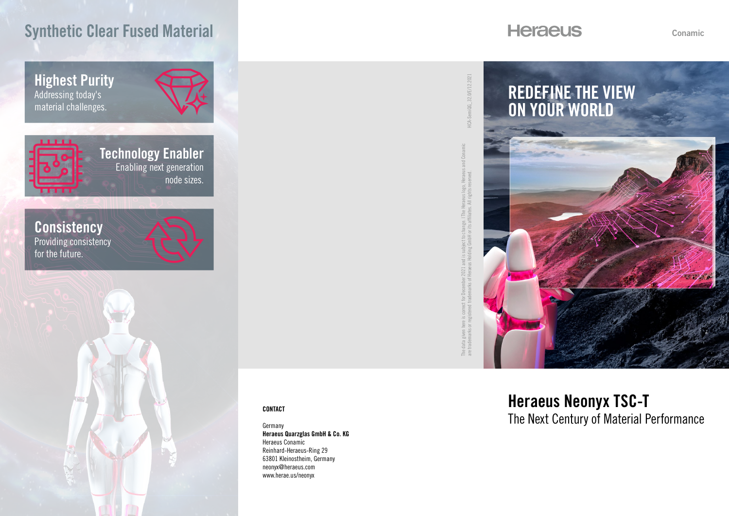# Synthetic Clear Fused Material

## Highest Purity

Addressing today's material challenges.

## Technology Enabler

Enabling next generation node sizes.

## Consistency

Providing consistency for the future.

HCA-SemiOG_32.0/E/12.2021

The data given here is correct for December 2021 and is subject to change. | The Heraeus logo, Heraeus and Conamic are trademarks or registered trademarks of Heraeus Holding GmbH or its affiliates. All rights reserved.

**CONTACT**

Germany
**Heraeus Quarzglas GmbH & Co. KG**
Heraeus Conamic
Reinhard-Heraeus-Ring 29
63801 Kleinostheim, Germany
neonyx@heraeus.com
www.herae.us/neonyx

Heraeus

Conamic

## REDEFINE THE VIEW ON YOUR WORLD

# Heraeus Neonyx TSC-T

The Next Century of Material Performance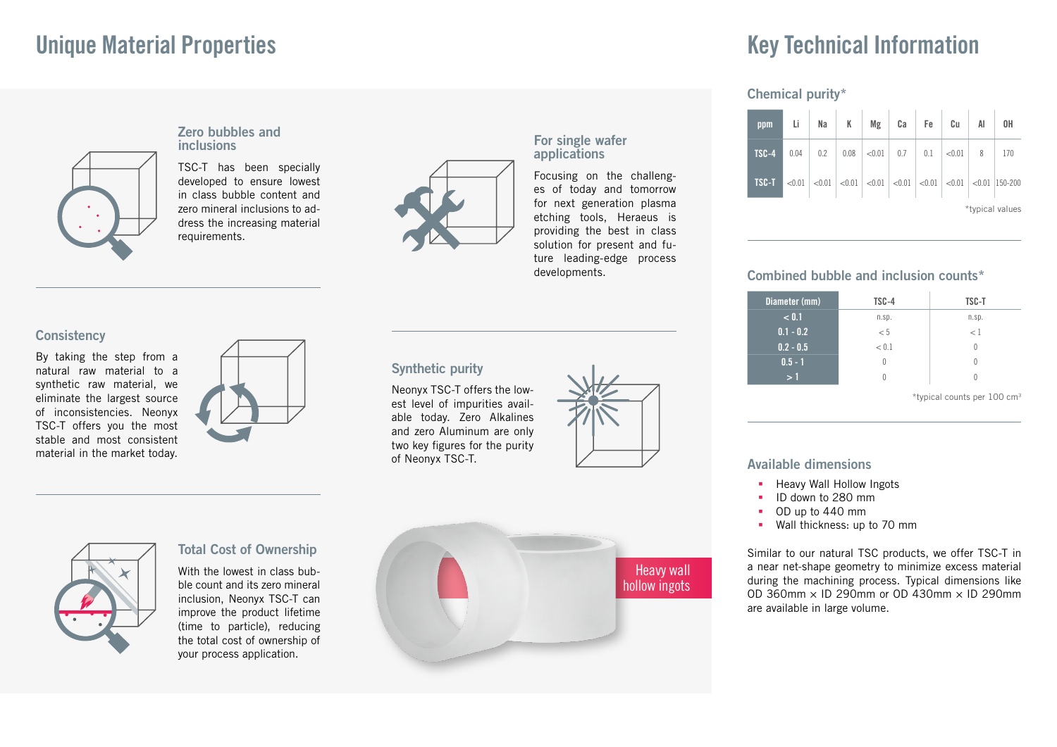# Unique Material Properties

### Zero bubbles and inclusions

TSC-T has been specially developed to ensure lowest in class bubble content and zero mineral inclusions to address the increasing material requirements.

### For single wafer applications

Focusing on the challenges of today and tomorrow for next generation plasma etching tools, Heraeus is providing the best in class solution for present and future leading-edge process developments.

### Consistency

By taking the step from a natural raw material to a synthetic raw material, we eliminate the largest source of inconsistencies. Neonyx TSC-T offers you the most stable and most consistent material in the market today.

### Synthetic purity

Neonyx TSC-T offers the lowest level of impurities available today. Zero Alkalines and zero Aluminum are only two key figures for the purity of Neonyx TSC-T.

### Total Cost of Ownership

With the lowest in class bubble count and its zero mineral inclusion, Neonyx TSC-T can improve the product lifetime (time to particle), reducing the total cost of ownership of your process application.

Heavy wall hollow ingots

# Key Technical Information

### Chemical purity*

| ppm | Li | Na | K | Mg | Ca | Fe | Cu | Al | OH |
|---|---|---|---|---|---|---|---|---|---|
| TSC-4 | 0.04 | 0.2 | 0.08 | <0.01 | 0.7 | 0.1 | <0.01 | 8 | 170 |
| TSC-T | <0.01 | <0.01 | <0.01 | <0.01 | <0.01 | <0.01 | <0.01 | <0.01 | 150-200 |

*typical values

### Combined bubble and inclusion counts*

| Diameter (mm) | TSC-4 | TSC-T |
|---|---|---|
| < 0.1 | n.sp. | n.sp. |
| 0.1 - 0.2 | < 5 | < 1 |
| 0.2 - 0.5 | < 0.1 | 0 |
| 0.5 - 1 | 0 | 0 |
| > 1 | 0 | 0 |

*typical counts per 100 cm³

### Available dimensions

- Heavy Wall Hollow Ingots
- ID down to 280 mm
- OD up to 440 mm
- Wall thickness: up to 70 mm

Similar to our natural TSC products, we offer TSC-T in a near net-shape geometry to minimize excess material during the machining process. Typical dimensions like OD 360mm × ID 290mm or OD 430mm × ID 290mm are available in large volume.